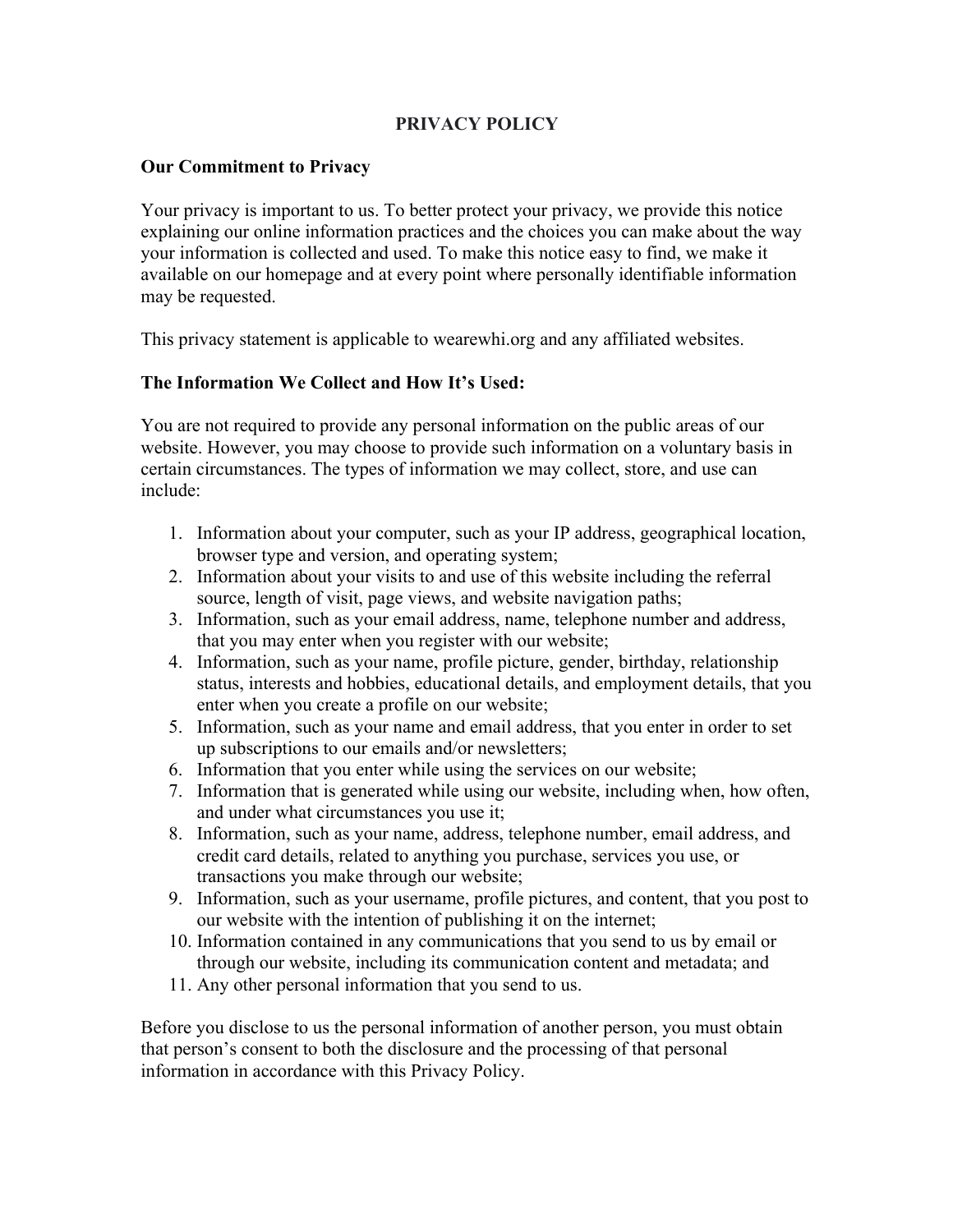# PRIVACY POLICY

## Our Commitment to Privacy

Your privacy is important to us. To better protect your privacy, we provide this notice explaining our online information practices and the choices you can make about the way your information is collected and used. To make this notice easy to find, we make it available on our homepage and at every point where personally identifiable information may be requested.

This privacy statement is applicable to wearewhi.org and any affiliated websites.

## The Information We Collect and How It's Used:

You are not required to provide any personal information on the public areas of our website. However, you may choose to provide such information on a voluntary basis in certain circumstances. The types of information we may collect, store, and use can include:

1. Information about your computer, such as your IP address, geographical location, browser type and version, and operating system;
2. Information about your visits to and use of this website including the referral source, length of visit, page views, and website navigation paths;
3. Information, such as your email address, name, telephone number and address, that you may enter when you register with our website;
4. Information, such as your name, profile picture, gender, birthday, relationship status, interests and hobbies, educational details, and employment details, that you enter when you create a profile on our website;
5. Information, such as your name and email address, that you enter in order to set up subscriptions to our emails and/or newsletters;
6. Information that you enter while using the services on our website;
7. Information that is generated while using our website, including when, how often, and under what circumstances you use it;
8. Information, such as your name, address, telephone number, email address, and credit card details, related to anything you purchase, services you use, or transactions you make through our website;
9. Information, such as your username, profile pictures, and content, that you post to our website with the intention of publishing it on the internet;
10. Information contained in any communications that you send to us by email or through our website, including its communication content and metadata; and
11. Any other personal information that you send to us.

Before you disclose to us the personal information of another person, you must obtain that person's consent to both the disclosure and the processing of that personal information in accordance with this Privacy Policy.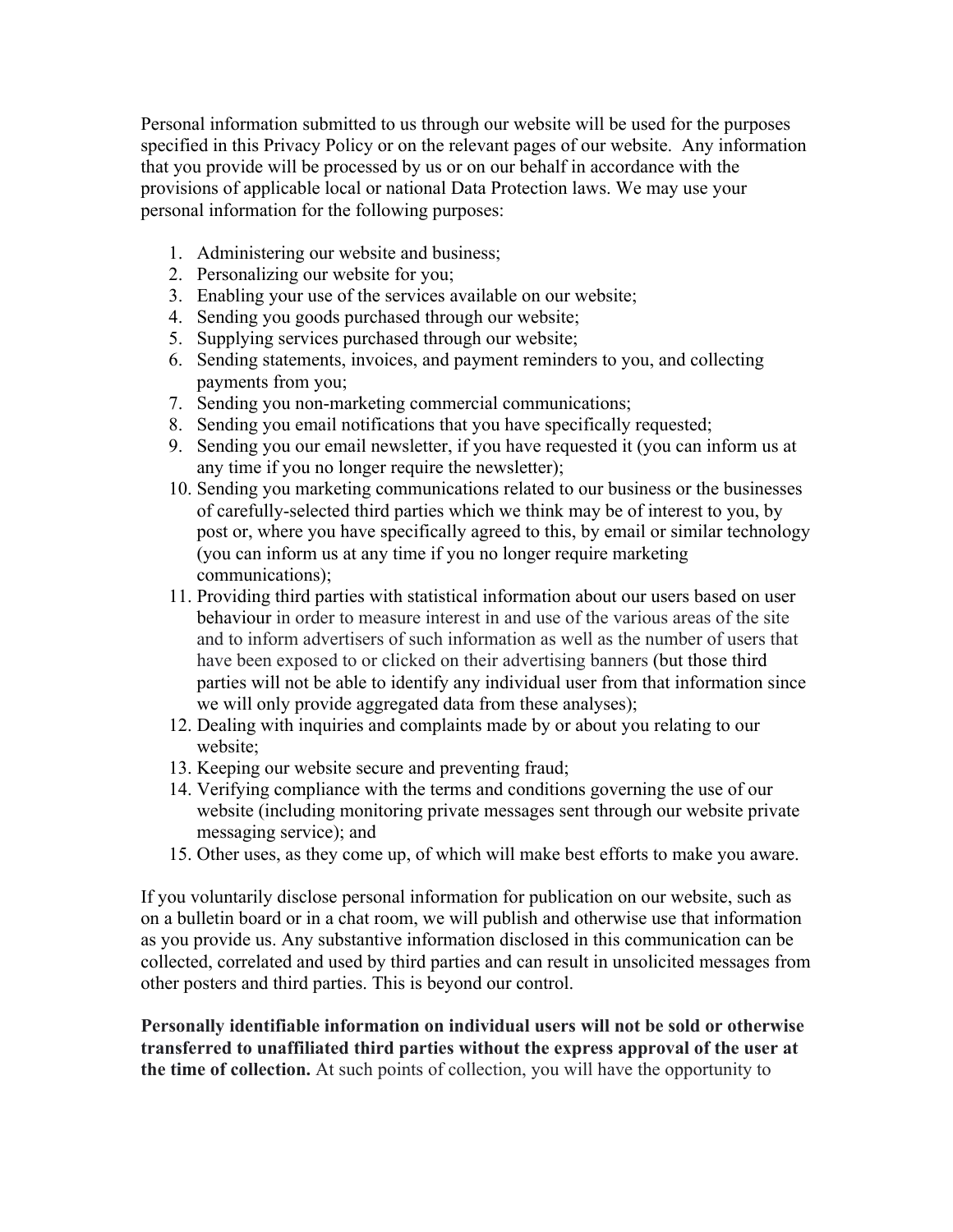Personal information submitted to us through our website will be used for the purposes specified in this Privacy Policy or on the relevant pages of our website. Any information that you provide will be processed by us or on our behalf in accordance with the provisions of applicable local or national Data Protection laws. We may use your personal information for the following purposes:

1. Administering our website and business;
2. Personalizing our website for you;
3. Enabling your use of the services available on our website;
4. Sending you goods purchased through our website;
5. Supplying services purchased through our website;
6. Sending statements, invoices, and payment reminders to you, and collecting payments from you;
7. Sending you non-marketing commercial communications;
8. Sending you email notifications that you have specifically requested;
9. Sending you our email newsletter, if you have requested it (you can inform us at any time if you no longer require the newsletter);
10. Sending you marketing communications related to our business or the businesses of carefully-selected third parties which we think may be of interest to you, by post or, where you have specifically agreed to this, by email or similar technology (you can inform us at any time if you no longer require marketing communications);
11. Providing third parties with statistical information about our users based on user behaviour in order to measure interest in and use of the various areas of the site and to inform advertisers of such information as well as the number of users that have been exposed to or clicked on their advertising banners (but those third parties will not be able to identify any individual user from that information since we will only provide aggregated data from these analyses);
12. Dealing with inquiries and complaints made by or about you relating to our website;
13. Keeping our website secure and preventing fraud;
14. Verifying compliance with the terms and conditions governing the use of our website (including monitoring private messages sent through our website private messaging service); and
15. Other uses, as they come up, of which will make best efforts to make you aware.

If you voluntarily disclose personal information for publication on our website, such as on a bulletin board or in a chat room, we will publish and otherwise use that information as you provide us. Any substantive information disclosed in this communication can be collected, correlated and used by third parties and can result in unsolicited messages from other posters and third parties. This is beyond our control.

**Personally identifiable information on individual users will not be sold or otherwise transferred to unaffiliated third parties without the express approval of the user at the time of collection.** At such points of collection, you will have the opportunity to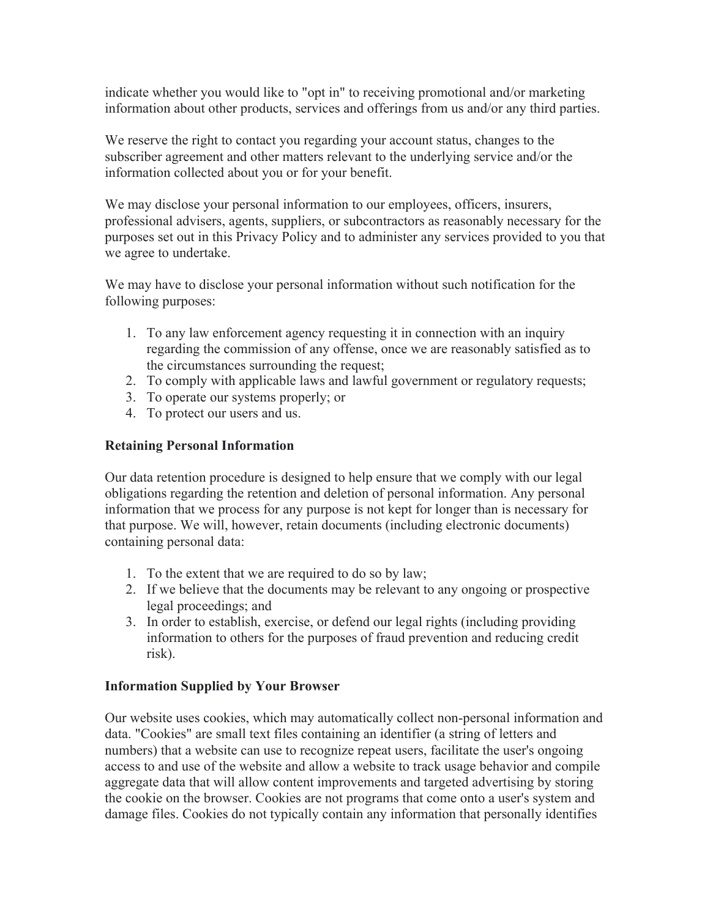indicate whether you would like to "opt in" to receiving promotional and/or marketing information about other products, services and offerings from us and/or any third parties.

We reserve the right to contact you regarding your account status, changes to the subscriber agreement and other matters relevant to the underlying service and/or the information collected about you or for your benefit.

We may disclose your personal information to our employees, officers, insurers, professional advisers, agents, suppliers, or subcontractors as reasonably necessary for the purposes set out in this Privacy Policy and to administer any services provided to you that we agree to undertake.

We may have to disclose your personal information without such notification for the following purposes:

1. To any law enforcement agency requesting it in connection with an inquiry regarding the commission of any offense, once we are reasonably satisfied as to the circumstances surrounding the request;
2. To comply with applicable laws and lawful government or regulatory requests;
3. To operate our systems properly; or
4. To protect our users and us.

**Retaining Personal Information**

Our data retention procedure is designed to help ensure that we comply with our legal obligations regarding the retention and deletion of personal information. Any personal information that we process for any purpose is not kept for longer than is necessary for that purpose. We will, however, retain documents (including electronic documents) containing personal data:

1. To the extent that we are required to do so by law;
2. If we believe that the documents may be relevant to any ongoing or prospective legal proceedings; and
3. In order to establish, exercise, or defend our legal rights (including providing information to others for the purposes of fraud prevention and reducing credit risk).

**Information Supplied by Your Browser**

Our website uses cookies, which may automatically collect non-personal information and data. "Cookies" are small text files containing an identifier (a string of letters and numbers) that a website can use to recognize repeat users, facilitate the user's ongoing access to and use of the website and allow a website to track usage behavior and compile aggregate data that will allow content improvements and targeted advertising by storing the cookie on the browser. Cookies are not programs that come onto a user's system and damage files. Cookies do not typically contain any information that personally identifies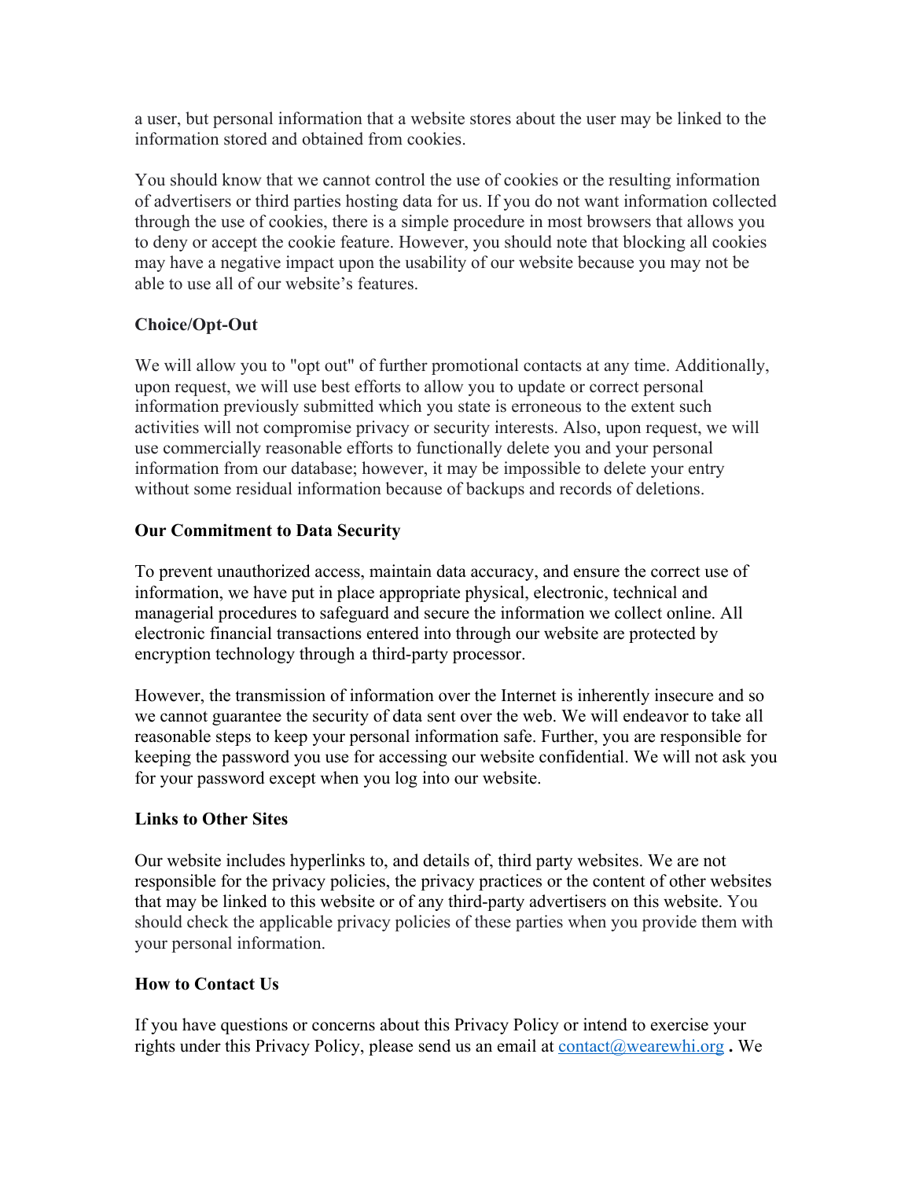a user, but personal information that a website stores about the user may be linked to the information stored and obtained from cookies.

You should know that we cannot control the use of cookies or the resulting information of advertisers or third parties hosting data for us. If you do not want information collected through the use of cookies, there is a simple procedure in most browsers that allows you to deny or accept the cookie feature. However, you should note that blocking all cookies may have a negative impact upon the usability of our website because you may not be able to use all of our website's features.

**Choice/Opt-Out**

We will allow you to "opt out" of further promotional contacts at any time. Additionally, upon request, we will use best efforts to allow you to update or correct personal information previously submitted which you state is erroneous to the extent such activities will not compromise privacy or security interests. Also, upon request, we will use commercially reasonable efforts to functionally delete you and your personal information from our database; however, it may be impossible to delete your entry without some residual information because of backups and records of deletions.

**Our Commitment to Data Security**

To prevent unauthorized access, maintain data accuracy, and ensure the correct use of information, we have put in place appropriate physical, electronic, technical and managerial procedures to safeguard and secure the information we collect online. All electronic financial transactions entered into through our website are protected by encryption technology through a third-party processor.

However, the transmission of information over the Internet is inherently insecure and so we cannot guarantee the security of data sent over the web. We will endeavor to take all reasonable steps to keep your personal information safe. Further, you are responsible for keeping the password you use for accessing our website confidential. We will not ask you for your password except when you log into our website.

**Links to Other Sites**

Our website includes hyperlinks to, and details of, third party websites. We are not responsible for the privacy policies, the privacy practices or the content of other websites that may be linked to this website or of any third-party advertisers on this website. You should check the applicable privacy policies of these parties when you provide them with your personal information.

**How to Contact Us**

If you have questions or concerns about this Privacy Policy or intend to exercise your rights under this Privacy Policy, please send us an email at [contact@wearewhi.org](mailto:contact@wearewhi.org) **.** We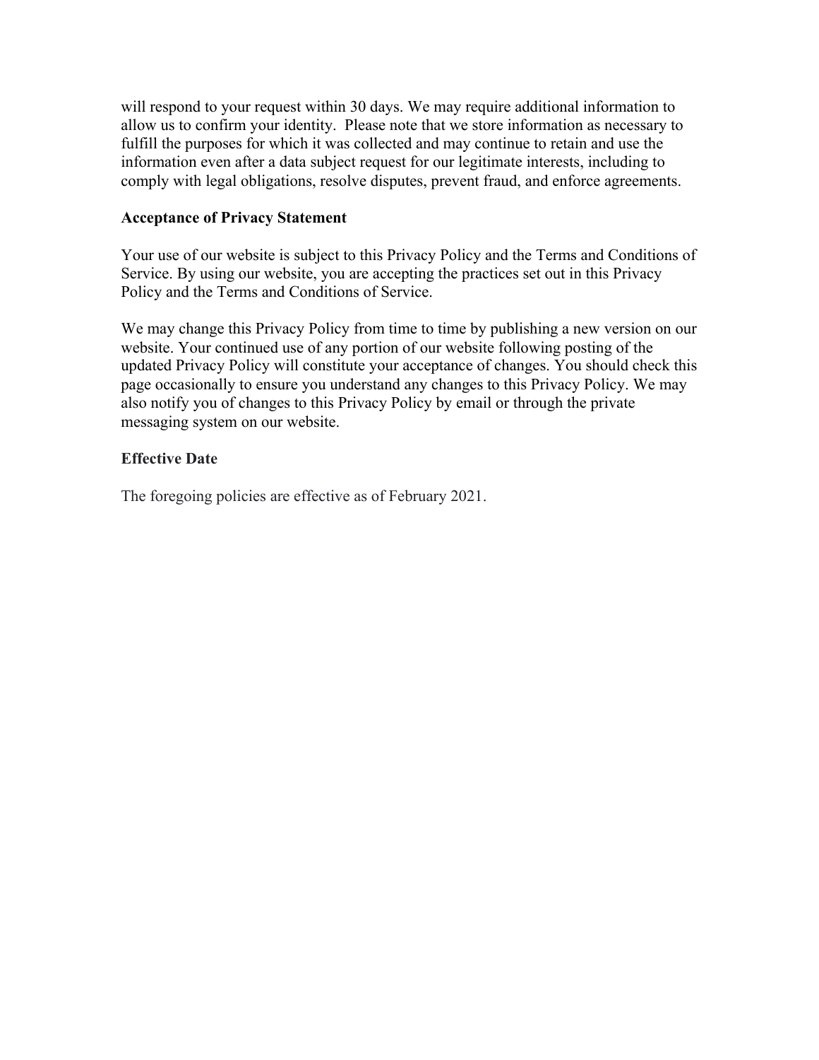will respond to your request within 30 days. We may require additional information to allow us to confirm your identity. Please note that we store information as necessary to fulfill the purposes for which it was collected and may continue to retain and use the information even after a data subject request for our legitimate interests, including to comply with legal obligations, resolve disputes, prevent fraud, and enforce agreements.

**Acceptance of Privacy Statement**

Your use of our website is subject to this Privacy Policy and the Terms and Conditions of Service. By using our website, you are accepting the practices set out in this Privacy Policy and the Terms and Conditions of Service.

We may change this Privacy Policy from time to time by publishing a new version on our website. Your continued use of any portion of our website following posting of the updated Privacy Policy will constitute your acceptance of changes. You should check this page occasionally to ensure you understand any changes to this Privacy Policy. We may also notify you of changes to this Privacy Policy by email or through the private messaging system on our website.

**Effective Date**

The foregoing policies are effective as of February 2021.